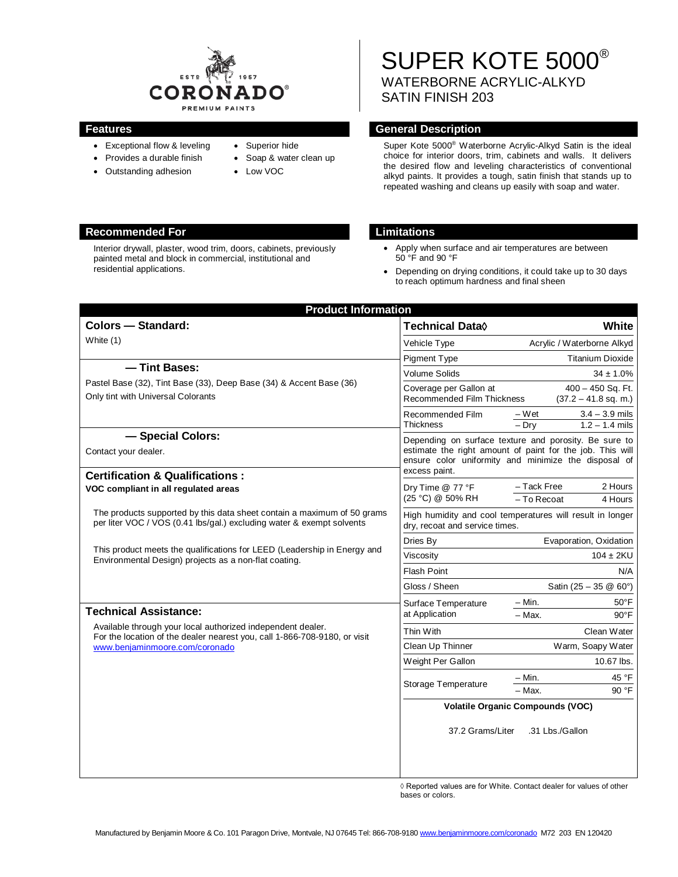# SUPER KOTE 5000®

## WATERBORNE ACRYLIC-ALKYD SATIN FINISH 203

### Features

- Exceptional flow & leveling
- Provides a durable finish
- Outstanding adhesion
- Superior hide
- Soap & water clean up
- Low VOC

### General Description

Super Kote 5000® Waterborne Acrylic-Alkyd Satin is the ideal choice for interior doors, trim, cabinets and walls. It delivers the desired flow and leveling characteristics of conventional alkyd paints. It provides a tough, satin finish that stands up to repeated washing and cleans up easily with soap and water.

### Recommended For

Interior drywall, plaster, wood trim, doors, cabinets, previously painted metal and block in commercial, institutional and residential applications.

### Limitations

- Apply when surface and air temperatures are between 50 °F and 90 °F
- Depending on drying conditions, it could take up to 30 days to reach optimum hardness and final sheen

## Product Information

### Colors — Standard:

White (1)

### — Tint Bases:

Pastel Base (32), Tint Base (33), Deep Base (34) & Accent Base (36)

Only tint with Universal Colorants

### — Special Colors:

Contact your dealer.

### Certification & Qualifications :

**VOC compliant in all regulated areas**

The products supported by this data sheet contain a maximum of 50 grams per liter VOC / VOS (0.41 lbs/gal.) excluding water & exempt solvents

This product meets the qualifications for LEED (Leadership in Energy and Environmental Design) projects as a non-flat coating.

### Technical Assistance:

Available through your local authorized independent dealer. For the location of the dealer nearest you, call 1-866-708-9180, or visit www.benjaminmoore.com/coronado

| Technical Data◊ | | White |
|---|---|---|
| Vehicle Type | | Acrylic / Waterborne Alkyd |
| Pigment Type | | Titanium Dioxide |
| Volume Solids | | 34 ± 1.0% |
| Coverage per Gallon at Recommended Film Thickness | | 400 – 450 Sq. Ft. (37.2 – 41.8 sq. m.) |
| Recommended Film Thickness | – Wet | 3.4 – 3.9 mils |
| | – Dry | 1.2 – 1.4 mils |
| Depending on surface texture and porosity. Be sure to estimate the right amount of paint for the job. This will ensure color uniformity and minimize the disposal of excess paint. | | |
| Dry Time @ 77 °F (25 °C) @ 50% RH | – Tack Free | 2 Hours |
| | – To Recoat | 4 Hours |
| High humidity and cool temperatures will result in longer dry, recoat and service times. | | |
| Dries By | | Evaporation, Oxidation |
| Viscosity | | 104 ± 2KU |
| Flash Point | | N/A |
| Gloss / Sheen | | Satin (25 – 35 @ 60°) |
| Surface Temperature at Application | – Min. | 50°F |
| | – Max. | 90°F |
| Thin With | | Clean Water |
| Clean Up Thinner | | Warm, Soapy Water |
| Weight Per Gallon | | 10.67 lbs. |
| Storage Temperature | – Min. | 45 °F |
| | – Max. | 90 °F |
| Volatile Organic Compounds (VOC) | | |
| 37.2 Grams/Liter | | .31 Lbs./Gallon |

◊ Reported values are for White. Contact dealer for values of other bases or colors.

Manufactured by Benjamin Moore & Co. 101 Paragon Drive, Montvale, NJ 07645 Tel: 866-708-9180 www.benjaminmoore.com/coronado M72 203 EN 120420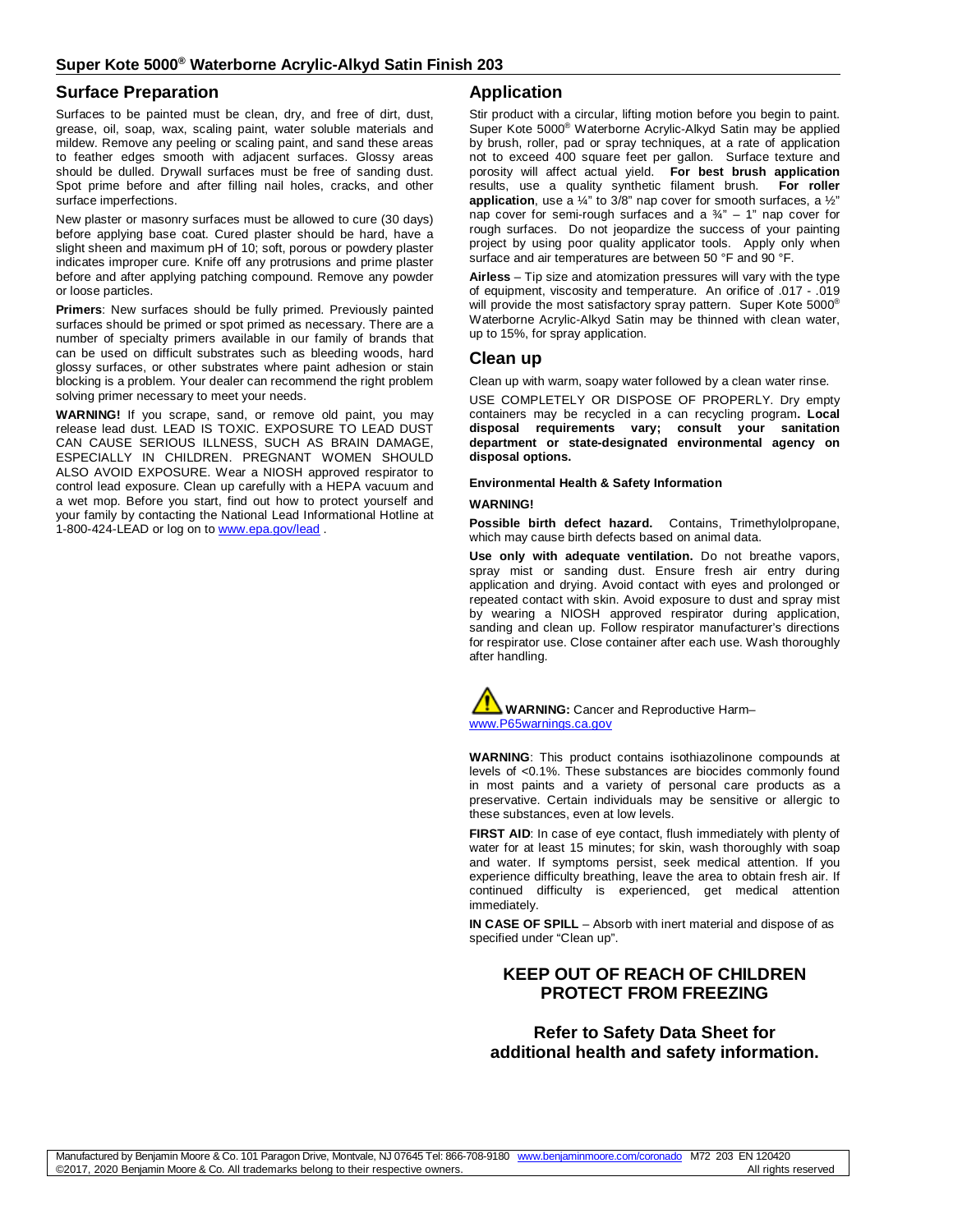# Super Kote 5000® Waterborne Acrylic-Alkyd Satin Finish 203

## Surface Preparation

Surfaces to be painted must be clean, dry, and free of dirt, dust, grease, oil, soap, wax, scaling paint, water soluble materials and mildew. Remove any peeling or scaling paint, and sand these areas to feather edges smooth with adjacent surfaces. Glossy areas should be dulled. Drywall surfaces must be free of sanding dust. Spot prime before and after filling nail holes, cracks, and other surface imperfections.

New plaster or masonry surfaces must be allowed to cure (30 days) before applying base coat. Cured plaster should be hard, have a slight sheen and maximum pH of 10; soft, porous or powdery plaster indicates improper cure. Knife off any protrusions and prime plaster before and after applying patching compound. Remove any powder or loose particles.

**Primers**: New surfaces should be fully primed. Previously painted surfaces should be primed or spot primed as necessary. There are a number of specialty primers available in our family of brands that can be used on difficult substrates such as bleeding woods, hard glossy surfaces, or other substrates where paint adhesion or stain blocking is a problem. Your dealer can recommend the right problem solving primer necessary to meet your needs.

**WARNING!** If you scrape, sand, or remove old paint, you may release lead dust. LEAD IS TOXIC. EXPOSURE TO LEAD DUST CAN CAUSE SERIOUS ILLNESS, SUCH AS BRAIN DAMAGE, ESPECIALLY IN CHILDREN. PREGNANT WOMEN SHOULD ALSO AVOID EXPOSURE. Wear a NIOSH approved respirator to control lead exposure. Clean up carefully with a HEPA vacuum and a wet mop. Before you start, find out how to protect yourself and your family by contacting the National Lead Informational Hotline at 1-800-424-LEAD or log on to www.epa.gov/lead .

## Application

Stir product with a circular, lifting motion before you begin to paint. Super Kote 5000® Waterborne Acrylic-Alkyd Satin may be applied by brush, roller, pad or spray techniques, at a rate of application not to exceed 400 square feet per gallon. Surface texture and porosity will affect actual yield. **For best brush application** results, use a quality synthetic filament brush. **For roller application**, use a ¼" to 3/8" nap cover for smooth surfaces, a ½" nap cover for semi-rough surfaces and a ¾" – 1" nap cover for rough surfaces. Do not jeopardize the success of your painting project by using poor quality applicator tools. Apply only when surface and air temperatures are between 50 °F and 90 °F.

**Airless** – Tip size and atomization pressures will vary with the type of equipment, viscosity and temperature. An orifice of .017 - .019 will provide the most satisfactory spray pattern. Super Kote 5000® Waterborne Acrylic-Alkyd Satin may be thinned with clean water, up to 15%, for spray application.

## Clean up

Clean up with warm, soapy water followed by a clean water rinse.

USE COMPLETELY OR DISPOSE OF PROPERLY. Dry empty containers may be recycled in a can recycling program**. Local disposal requirements vary; consult your sanitation department or state-designated environmental agency on disposal options.**

**Environmental Health & Safety Information**

**WARNING!**

**Possible birth defect hazard.** Contains, Trimethylolpropane, which may cause birth defects based on animal data.

**Use only with adequate ventilation.** Do not breathe vapors, spray mist or sanding dust. Ensure fresh air entry during application and drying. Avoid contact with eyes and prolonged or repeated contact with skin. Avoid exposure to dust and spray mist by wearing a NIOSH approved respirator during application, sanding and clean up. Follow respirator manufacturer's directions for respirator use. Close container after each use. Wash thoroughly after handling.

**WARNING:** Cancer and Reproductive Harm– www.P65warnings.ca.gov

**WARNING**: This product contains isothiazolinone compounds at levels of <0.1%. These substances are biocides commonly found in most paints and a variety of personal care products as a preservative. Certain individuals may be sensitive or allergic to these substances, even at low levels.

**FIRST AID**: In case of eye contact, flush immediately with plenty of water for at least 15 minutes; for skin, wash thoroughly with soap and water. If symptoms persist, seek medical attention. If you experience difficulty breathing, leave the area to obtain fresh air. If continued difficulty is experienced, get medical attention immediately.

**IN CASE OF SPILL** – Absorb with inert material and dispose of as specified under "Clean up".

**KEEP OUT OF REACH OF CHILDREN**
**PROTECT FROM FREEZING**

**Refer to Safety Data Sheet for additional health and safety information.**

Manufactured by Benjamin Moore & Co. 101 Paragon Drive, Montvale, NJ 07645 Tel: 866-708-9180 www.benjaminmoore.com/coronado M72 203 EN 120420
©2017, 2020 Benjamin Moore & Co. All trademarks belong to their respective owners. All rights reserved